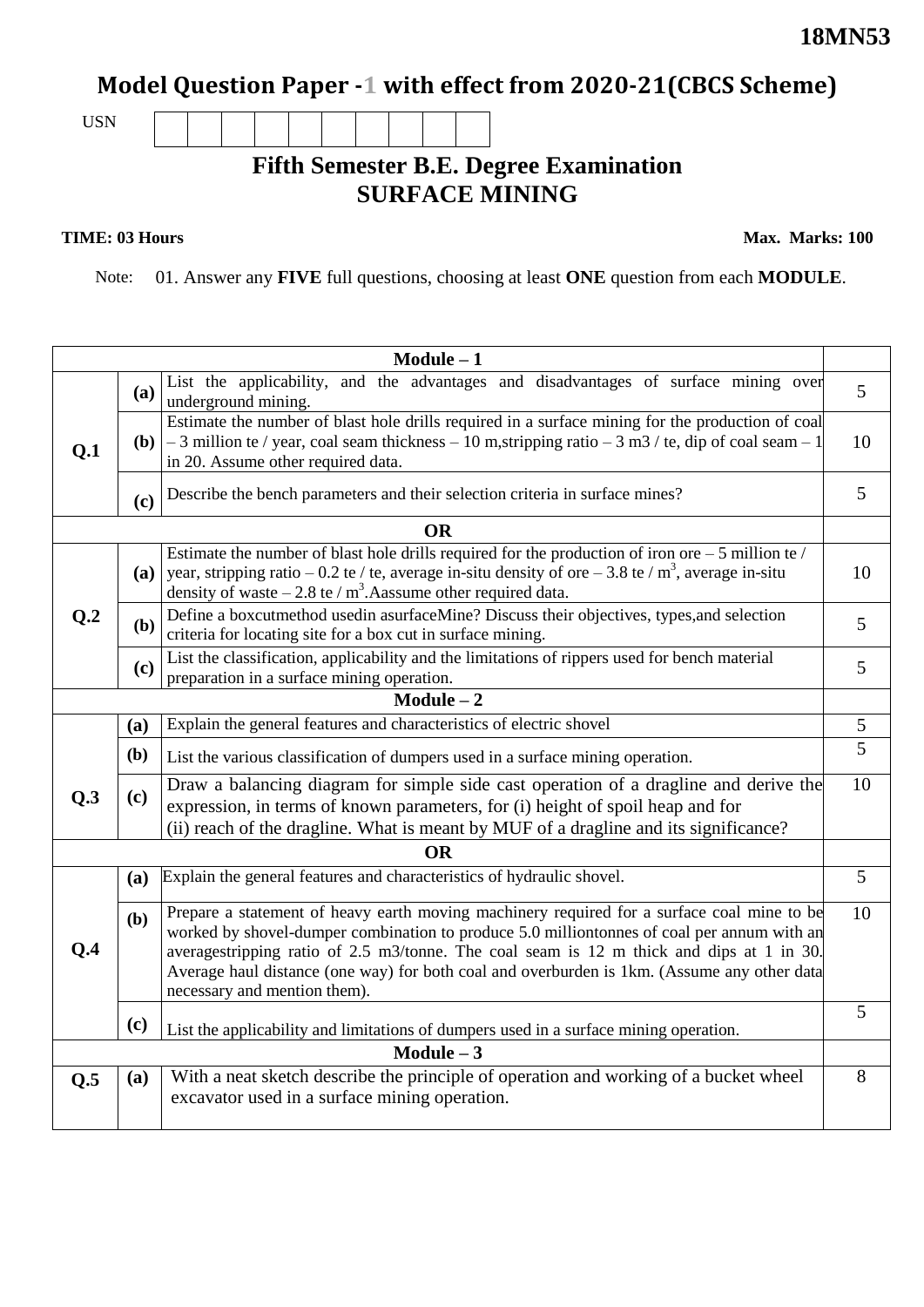**18MN53**

# Model Question Paper -1 with effect from 2020-21(CBCS Scheme)

USN | | | | | | | | | | |

## Fifth Semester B.E. Degree Examination
## SURFACE MINING

**TIME: 03 Hours** **Max. Marks: 100**

Note: 01. Answer any **FIVE** full questions, choosing at least **ONE** question from each **MODULE**.

| | | **Module – 1** | |
|---|---|---|---|
| **Q.1** | **(a)** | List the applicability, and the advantages and disadvantages of surface mining over underground mining. | 5 |
| | **(b)** | Estimate the number of blast hole drills required in a surface mining for the production of coal – 3 million te / year, coal seam thickness – 10 m,stripping ratio – 3 m3 / te, dip of coal seam – 1 in 20. Assume other required data. | 10 |
| | **(c)** | Describe the bench parameters and their selection criteria in surface mines? | 5 |
| | | **OR** | |
| **Q.2** | **(a)** | Estimate the number of blast hole drills required for the production of iron ore – 5 million te / year, stripping ratio – 0.2 te / te, average in-situ density of ore – 3.8 te / $m^3$, average in-situ density of waste – 2.8 te / $m^3$.Aassume other required data. | 10 |
| | **(b)** | Define a boxcutmethod usedin asurfaceMine? Discuss their objectives, types,and selection criteria for locating site for a box cut in surface mining. | 5 |
| | **(c)** | List the classification, applicability and the limitations of rippers used for bench material preparation in a surface mining operation. | 5 |
| | | **Module – 2** | |
| **Q.3** | **(a)** | Explain the general features and characteristics of electric shovel | 5 |
| | **(b)** | List the various classification of dumpers used in a surface mining operation. | 5 |
| | **(c)** | Draw a balancing diagram for simple side cast operation of a dragline and derive the expression, in terms of known parameters, for (i) height of spoil heap and for (ii) reach of the dragline. What is meant by MUF of a dragline and its significance? | 10 |
| | | **OR** | |
| **Q.4** | **(a)** | Explain the general features and characteristics of hydraulic shovel. | 5 |
| | **(b)** | Prepare a statement of heavy earth moving machinery required for a surface coal mine to be worked by shovel-dumper combination to produce 5.0 milliontonnes of coal per annum with an averagestripping ratio of 2.5 m3/tonne. The coal seam is 12 m thick and dips at 1 in 30. Average haul distance (one way) for both coal and overburden is 1km. (Assume any other data necessary and mention them). | 10 |
| | **(c)** | List the applicability and limitations of dumpers used in a surface mining operation. | 5 |
| | | **Module – 3** | |
| **Q.5** | **(a)** | With a neat sketch describe the principle of operation and working of a bucket wheel excavator used in a surface mining operation. | 8 |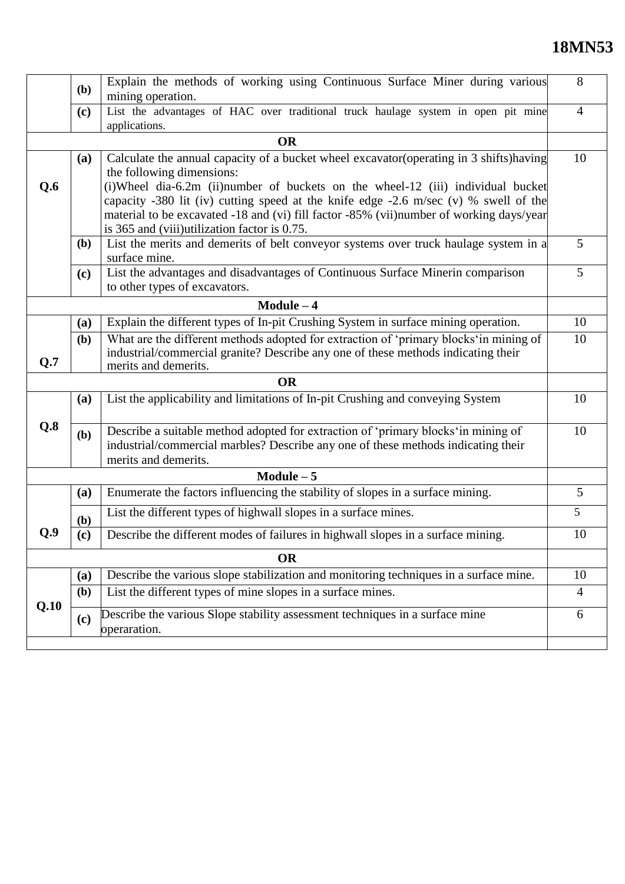| | | | |
|---|---|---|---|
| | **(b)** | Explain the methods of working using Continuous Surface Miner during various mining operation. | 8 |
| | **(c)** | List the advantages of HAC over traditional truck haulage system in open pit mine applications. | 4 |
| **OR** | | | |
| **Q.6** | **(a)** | Calculate the annual capacity of a bucket wheel excavator(operating in 3 shifts)having the following dimensions: (i)Wheel dia-6.2m (ii)number of buckets on the wheel-12 (iii) individual bucket capacity -380 lit (iv) cutting speed at the knife edge -2.6 m/sec (v) % swell of the material to be excavated -18 and (vi) fill factor -85% (vii)number of working days/year is 365 and (viii)utilization factor is 0.75. | 10 |
| | **(b)** | List the merits and demerits of belt conveyor systems over truck haulage system in a surface mine. | 5 |
| | **(c)** | List the advantages and disadvantages of Continuous Surface Minerin comparison to other types of excavators. | 5 |
| **Module – 4** | | | |
| **Q.7** | **(a)** | Explain the different types of In-pit Crushing System in surface mining operation. | 10 |
| | **(b)** | What are the different methods adopted for extraction of 'primary blocks'in mining of industrial/commercial granite? Describe any one of these methods indicating their merits and demerits. | 10 |
| **OR** | | | |
| **Q.8** | **(a)** | List the applicability and limitations of In-pit Crushing and conveying System | 10 |
| | **(b)** | Describe a suitable method adopted for extraction of 'primary blocks'in mining of industrial/commercial marbles? Describe any one of these methods indicating their merits and demerits. | 10 |
| **Module – 5** | | | |
| **Q.9** | **(a)** | Enumerate the factors influencing the stability of slopes in a surface mining. | 5 |
| | **(b)** | List the different types of highwall slopes in a surface mines. | 5 |
| | **(c)** | Describe the different modes of failures in highwall slopes in a surface mining. | 10 |
| **OR** | | | |
| **Q.10** | **(a)** | Describe the various slope stabilization and monitoring techniques in a surface mine. | 10 |
| | **(b)** | List the different types of mine slopes in a surface mines. | 4 |
| | **(c)** | Describe the various Slope stability assessment techniques in a surface mine operaration. | 6 |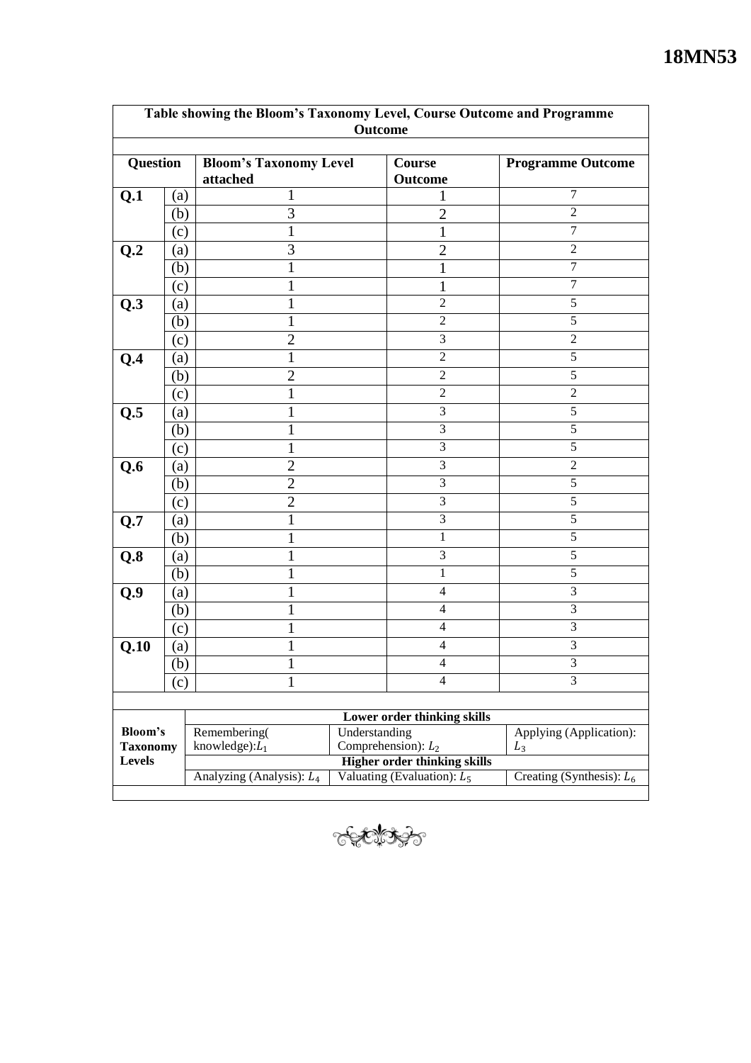| Table showing the Bloom's Taxonomy Level, Course Outcome and Programme Outcome | | | | |
|---|---|---|---|---|
| **Question** | | **Bloom's Taxonomy Level attached** | **Course Outcome** | **Programme Outcome** |
| **Q.1** | (a) | 1 | 1 | 7 |
| | (b) | 3 | 2 | 2 |
| | (c) | 1 | 1 | 7 |
| **Q.2** | (a) | 3 | 2 | 2 |
| | (b) | 1 | 1 | 7 |
| | (c) | 1 | 1 | 7 |
| **Q.3** | (a) | 1 | 2 | 5 |
| | (b) | 1 | 2 | 5 |
| | (c) | 2 | 3 | 2 |
| **Q.4** | (a) | 1 | 2 | 5 |
| | (b) | 2 | 2 | 5 |
| | (c) | 1 | 2 | 2 |
| **Q.5** | (a) | 1 | 3 | 5 |
| | (b) | 1 | 3 | 5 |
| | (c) | 1 | 3 | 5 |
| **Q.6** | (a) | 2 | 3 | 2 |
| | (b) | 2 | 3 | 5 |
| | (c) | 2 | 3 | 5 |
| **Q.7** | (a) | 1 | 3 | 5 |
| | (b) | 1 | 1 | 5 |
| **Q.8** | (a) | 1 | 3 | 5 |
| | (b) | 1 | 1 | 5 |
| **Q.9** | (a) | 1 | 4 | 3 |
| | (b) | 1 | 4 | 3 |
| | (c) | 1 | 4 | 3 |
| **Q.10** | (a) | 1 | 4 | 3 |
| | (b) | 1 | 4 | 3 |
| | (c) | 1 | 4 | 3 |

| | | | |
|---|---|---|---|
| **Bloom's Taxonomy Levels** | **Lower order thinking skills** | | |
| | Remembering( knowledge): $L_1$ | Understanding Comprehension): $L_2$ | Applying (Application): $L_3$ |
| | **Higher order thinking skills** | | |
| | Analyzing (Analysis): $L_4$ | Valuating (Evaluation): $L_5$ | Creating (Synthesis): $L_6$ |